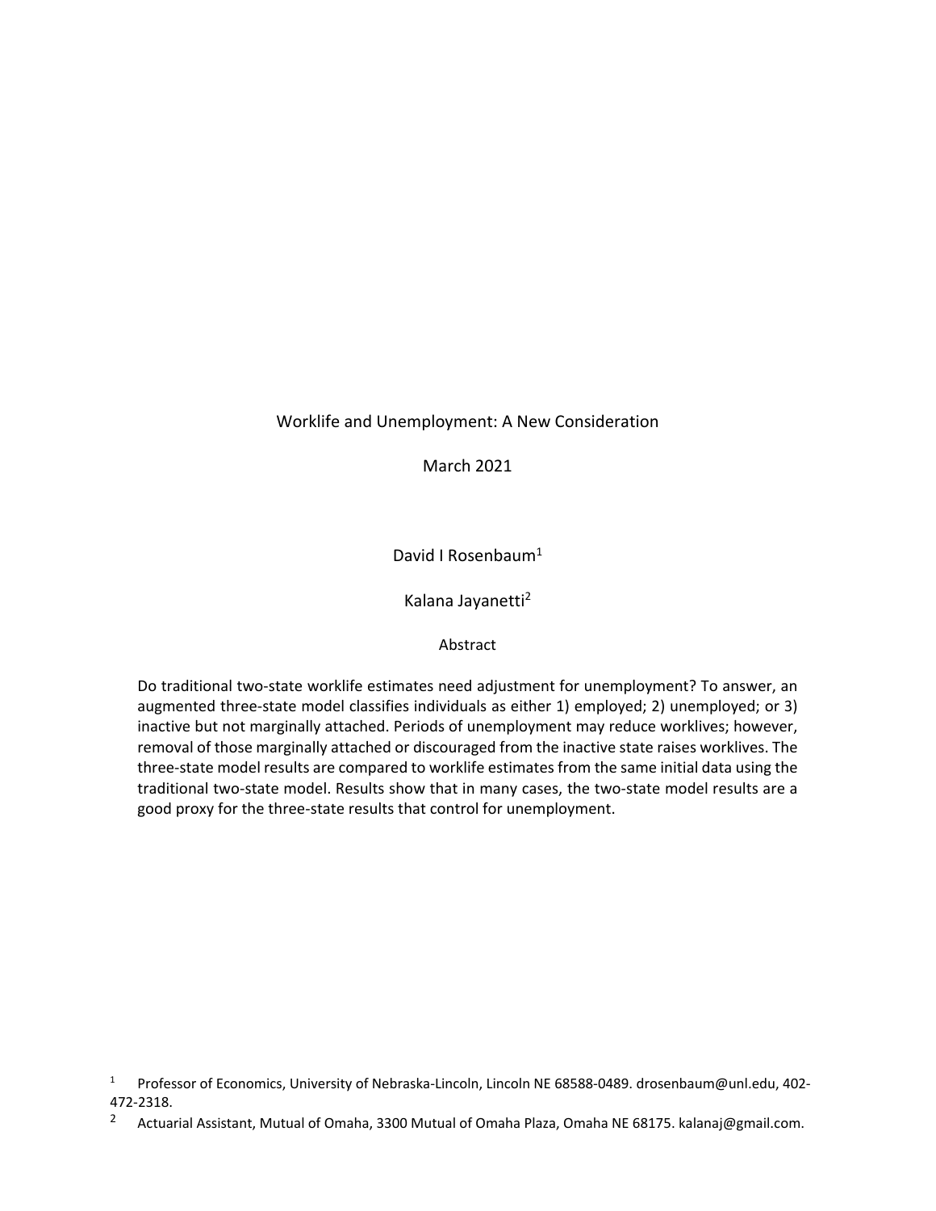# Worklife and Unemployment: A New Consideration

March 2021

David I Rosenbaum[1]

Kalana Jayanetti[2]

## Abstract

Do traditional two-state worklife estimates need adjustment for unemployment? To answer, an augmented three-state model classifies individuals as either 1) employed; 2) unemployed; or 3) inactive but not marginally attached. Periods of unemployment may reduce worklives; however, removal of those marginally attached or discouraged from the inactive state raises worklives. The three-state model results are compared to worklife estimates from the same initial data using the traditional two-state model. Results show that in many cases, the two-state model results are a good proxy for the three-state results that control for unemployment.

---

[1] Professor of Economics, University of Nebraska-Lincoln, Lincoln NE 68588-0489. drosenbaum@unl.edu, 402-472-2318.

[2] Actuarial Assistant, Mutual of Omaha, 3300 Mutual of Omaha Plaza, Omaha NE 68175. kalanaj@gmail.com.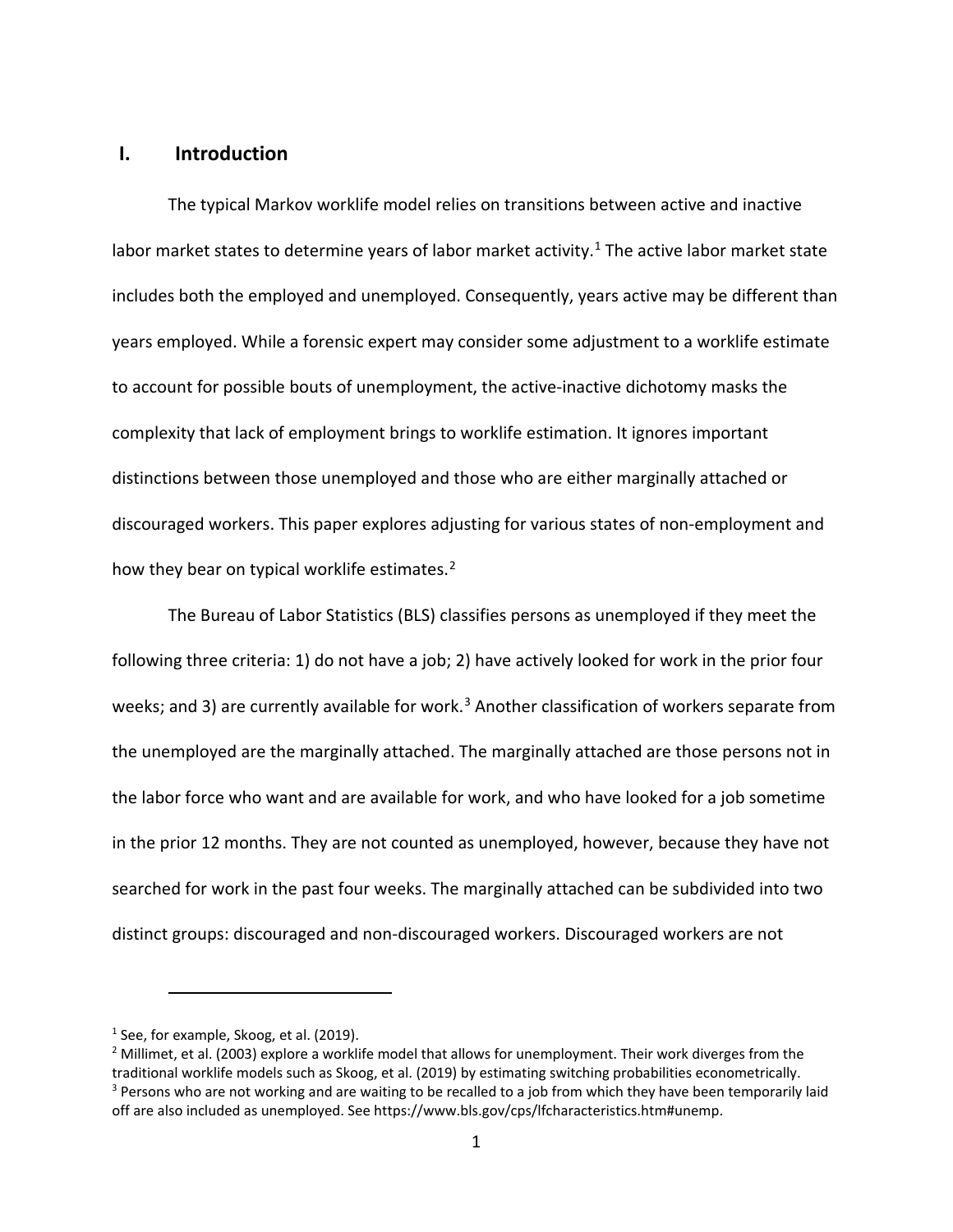## I. Introduction

The typical Markov worklife model relies on transitions between active and inactive labor market states to determine years of labor market activity.[1] The active labor market state includes both the employed and unemployed. Consequently, years active may be different than years employed. While a forensic expert may consider some adjustment to a worklife estimate to account for possible bouts of unemployment, the active-inactive dichotomy masks the complexity that lack of employment brings to worklife estimation. It ignores important distinctions between those unemployed and those who are either marginally attached or discouraged workers. This paper explores adjusting for various states of non-employment and how they bear on typical worklife estimates.[2]

The Bureau of Labor Statistics (BLS) classifies persons as unemployed if they meet the following three criteria: 1) do not have a job; 2) have actively looked for work in the prior four weeks; and 3) are currently available for work.[3] Another classification of workers separate from the unemployed are the marginally attached. The marginally attached are those persons not in the labor force who want and are available for work, and who have looked for a job sometime in the prior 12 months. They are not counted as unemployed, however, because they have not searched for work in the past four weeks. The marginally attached can be subdivided into two distinct groups: discouraged and non-discouraged workers. Discouraged workers are not

---

[1] See, for example, Skoog, et al. (2019).

[2] Millimet, et al. (2003) explore a worklife model that allows for unemployment. Their work diverges from the traditional worklife models such as Skoog, et al. (2019) by estimating switching probabilities econometrically.

[3] Persons who are not working and are waiting to be recalled to a job from which they have been temporarily laid off are also included as unemployed. See https://www.bls.gov/cps/lfcharacteristics.htm#unemp.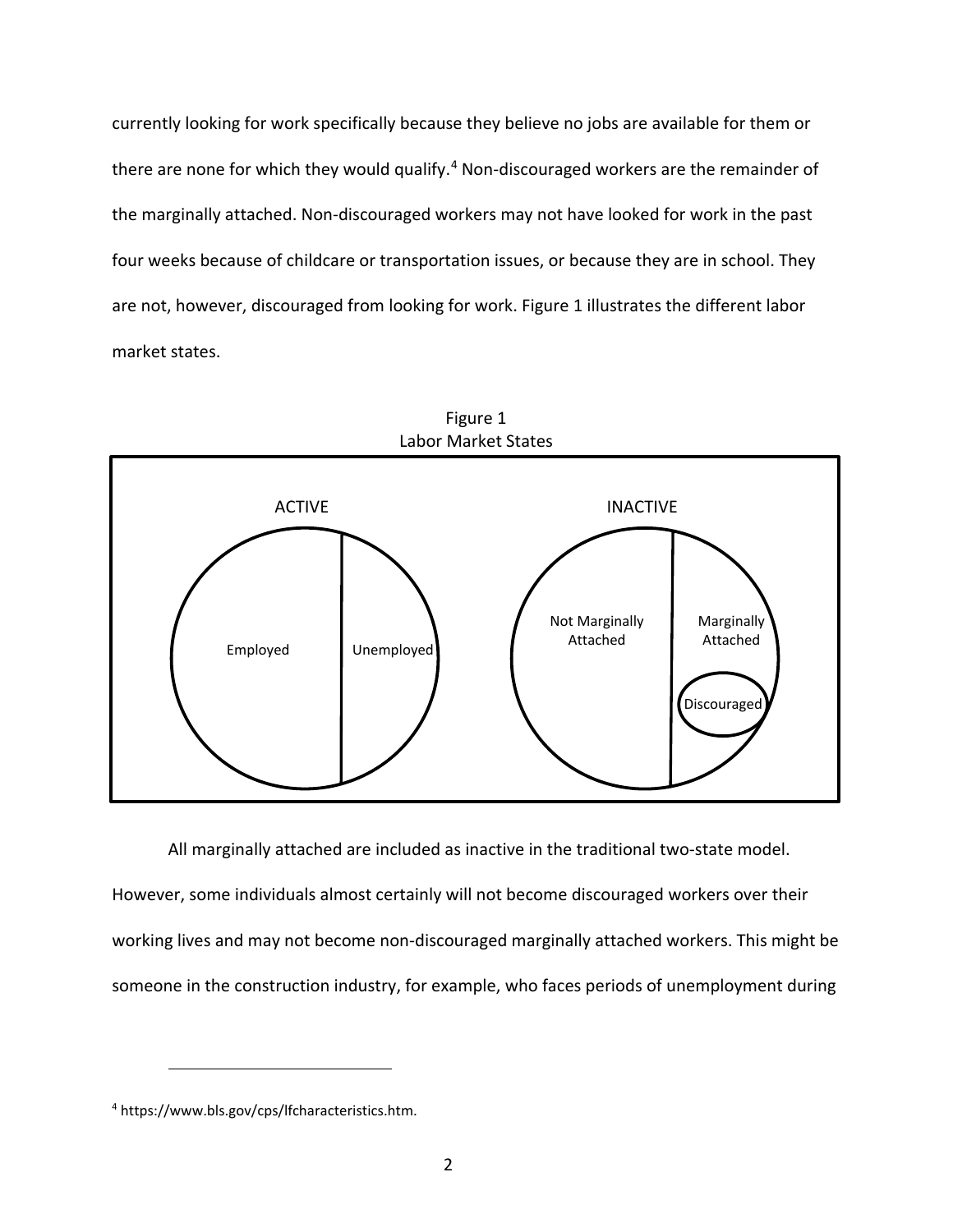currently looking for work specifically because they believe no jobs are available for them or there are none for which they would qualify.[4] Non-discouraged workers are the remainder of the marginally attached. Non-discouraged workers may not have looked for work in the past four weeks because of childcare or transportation issues, or because they are in school. They are not, however, discouraged from looking for work. Figure 1 illustrates the different labor market states.

Figure 1
Labor Market States

ACTIVE: Employed | Unemployed

INACTIVE: Not Marginally Attached | Marginally Attached (Discouraged)

All marginally attached are included as inactive in the traditional two-state model. However, some individuals almost certainly will not become discouraged workers over their working lives and may not become non-discouraged marginally attached workers. This might be someone in the construction industry, for example, who faces periods of unemployment during

[4] https://www.bls.gov/cps/lfcharacteristics.htm.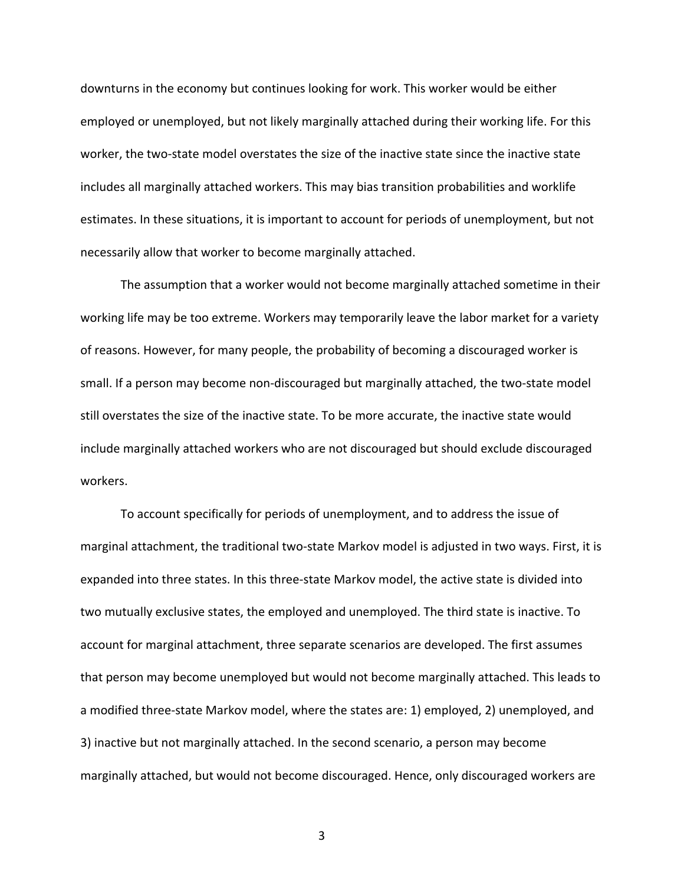downturns in the economy but continues looking for work. This worker would be either employed or unemployed, but not likely marginally attached during their working life. For this worker, the two-state model overstates the size of the inactive state since the inactive state includes all marginally attached workers. This may bias transition probabilities and worklife estimates. In these situations, it is important to account for periods of unemployment, but not necessarily allow that worker to become marginally attached.

The assumption that a worker would not become marginally attached sometime in their working life may be too extreme. Workers may temporarily leave the labor market for a variety of reasons. However, for many people, the probability of becoming a discouraged worker is small. If a person may become non-discouraged but marginally attached, the two-state model still overstates the size of the inactive state. To be more accurate, the inactive state would include marginally attached workers who are not discouraged but should exclude discouraged workers.

To account specifically for periods of unemployment, and to address the issue of marginal attachment, the traditional two-state Markov model is adjusted in two ways. First, it is expanded into three states. In this three-state Markov model, the active state is divided into two mutually exclusive states, the employed and unemployed. The third state is inactive. To account for marginal attachment, three separate scenarios are developed. The first assumes that person may become unemployed but would not become marginally attached. This leads to a modified three-state Markov model, where the states are: 1) employed, 2) unemployed, and 3) inactive but not marginally attached. In the second scenario, a person may become marginally attached, but would not become discouraged. Hence, only discouraged workers are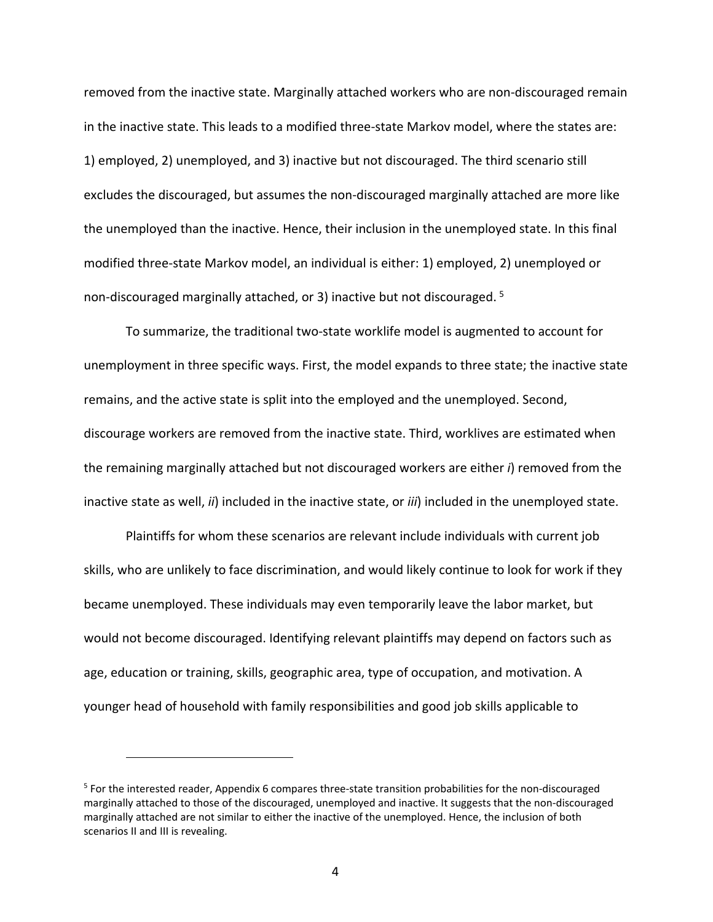removed from the inactive state. Marginally attached workers who are non-discouraged remain in the inactive state. This leads to a modified three-state Markov model, where the states are: 1) employed, 2) unemployed, and 3) inactive but not discouraged. The third scenario still excludes the discouraged, but assumes the non-discouraged marginally attached are more like the unemployed than the inactive. Hence, their inclusion in the unemployed state. In this final modified three-state Markov model, an individual is either: 1) employed, 2) unemployed or non-discouraged marginally attached, or 3) inactive but not discouraged. [5]

To summarize, the traditional two-state worklife model is augmented to account for unemployment in three specific ways. First, the model expands to three state; the inactive state remains, and the active state is split into the employed and the unemployed. Second, discourage workers are removed from the inactive state. Third, worklives are estimated when the remaining marginally attached but not discouraged workers are either *i*) removed from the inactive state as well, *ii*) included in the inactive state, or *iii*) included in the unemployed state.

Plaintiffs for whom these scenarios are relevant include individuals with current job skills, who are unlikely to face discrimination, and would likely continue to look for work if they became unemployed. These individuals may even temporarily leave the labor market, but would not become discouraged. Identifying relevant plaintiffs may depend on factors such as age, education or training, skills, geographic area, type of occupation, and motivation. A younger head of household with family responsibilities and good job skills applicable to

[5] For the interested reader, Appendix 6 compares three-state transition probabilities for the non-discouraged marginally attached to those of the discouraged, unemployed and inactive. It suggests that the non-discouraged marginally attached are not similar to either the inactive of the unemployed. Hence, the inclusion of both scenarios II and III is revealing.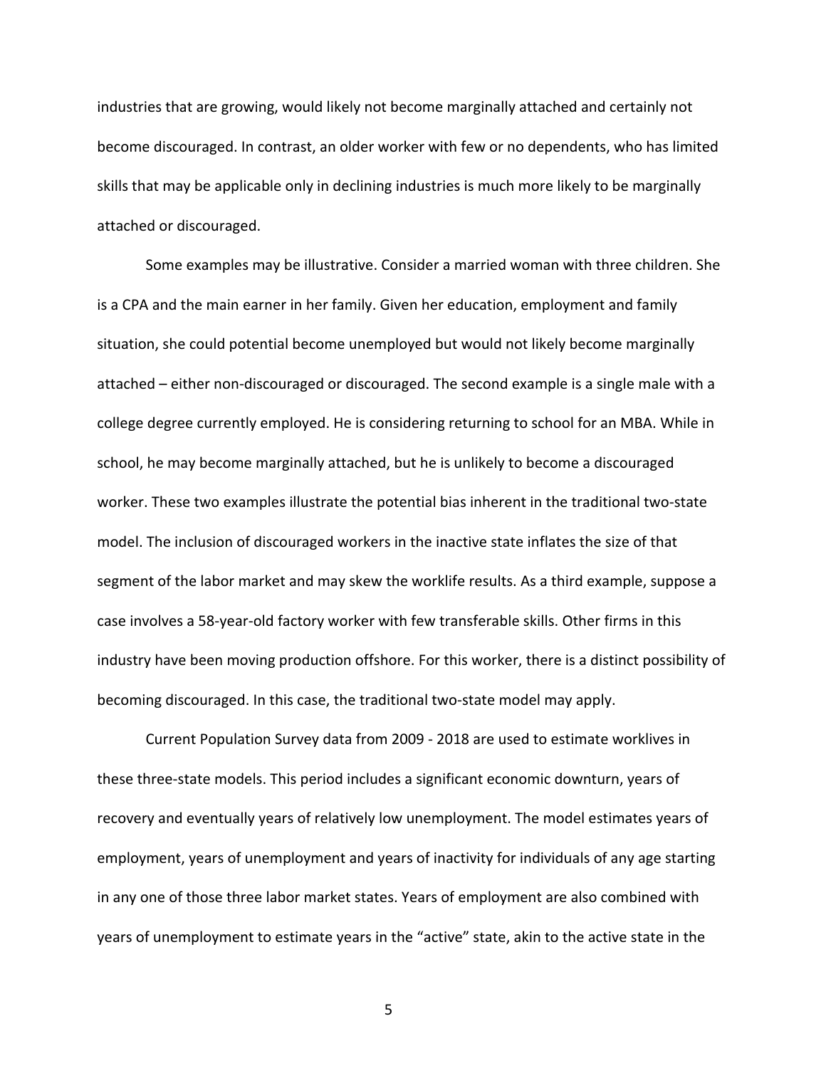industries that are growing, would likely not become marginally attached and certainly not become discouraged. In contrast, an older worker with few or no dependents, who has limited skills that may be applicable only in declining industries is much more likely to be marginally attached or discouraged.

Some examples may be illustrative. Consider a married woman with three children. She is a CPA and the main earner in her family. Given her education, employment and family situation, she could potential become unemployed but would not likely become marginally attached – either non-discouraged or discouraged. The second example is a single male with a college degree currently employed. He is considering returning to school for an MBA. While in school, he may become marginally attached, but he is unlikely to become a discouraged worker. These two examples illustrate the potential bias inherent in the traditional two-state model. The inclusion of discouraged workers in the inactive state inflates the size of that segment of the labor market and may skew the worklife results. As a third example, suppose a case involves a 58-year-old factory worker with few transferable skills. Other firms in this industry have been moving production offshore. For this worker, there is a distinct possibility of becoming discouraged. In this case, the traditional two-state model may apply.

Current Population Survey data from 2009 - 2018 are used to estimate worklives in these three-state models. This period includes a significant economic downturn, years of recovery and eventually years of relatively low unemployment. The model estimates years of employment, years of unemployment and years of inactivity for individuals of any age starting in any one of those three labor market states. Years of employment are also combined with years of unemployment to estimate years in the "active" state, akin to the active state in the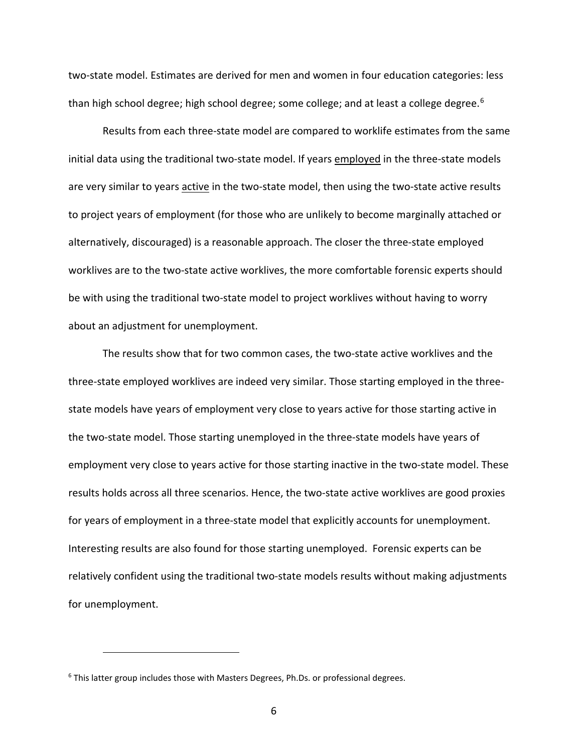two-state model. Estimates are derived for men and women in four education categories: less than high school degree; high school degree; some college; and at least a college degree.[6]

Results from each three-state model are compared to worklife estimates from the same initial data using the traditional two-state model. If years employed in the three-state models are very similar to years active in the two-state model, then using the two-state active results to project years of employment (for those who are unlikely to become marginally attached or alternatively, discouraged) is a reasonable approach. The closer the three-state employed worklives are to the two-state active worklives, the more comfortable forensic experts should be with using the traditional two-state model to project worklives without having to worry about an adjustment for unemployment.

The results show that for two common cases, the two-state active worklives and the three-state employed worklives are indeed very similar. Those starting employed in the three-state models have years of employment very close to years active for those starting active in the two-state model. Those starting unemployed in the three-state models have years of employment very close to years active for those starting inactive in the two-state model. These results holds across all three scenarios. Hence, the two-state active worklives are good proxies for years of employment in a three-state model that explicitly accounts for unemployment. Interesting results are also found for those starting unemployed. Forensic experts can be relatively confident using the traditional two-state models results without making adjustments for unemployment.

[6] This latter group includes those with Masters Degrees, Ph.Ds. or professional degrees.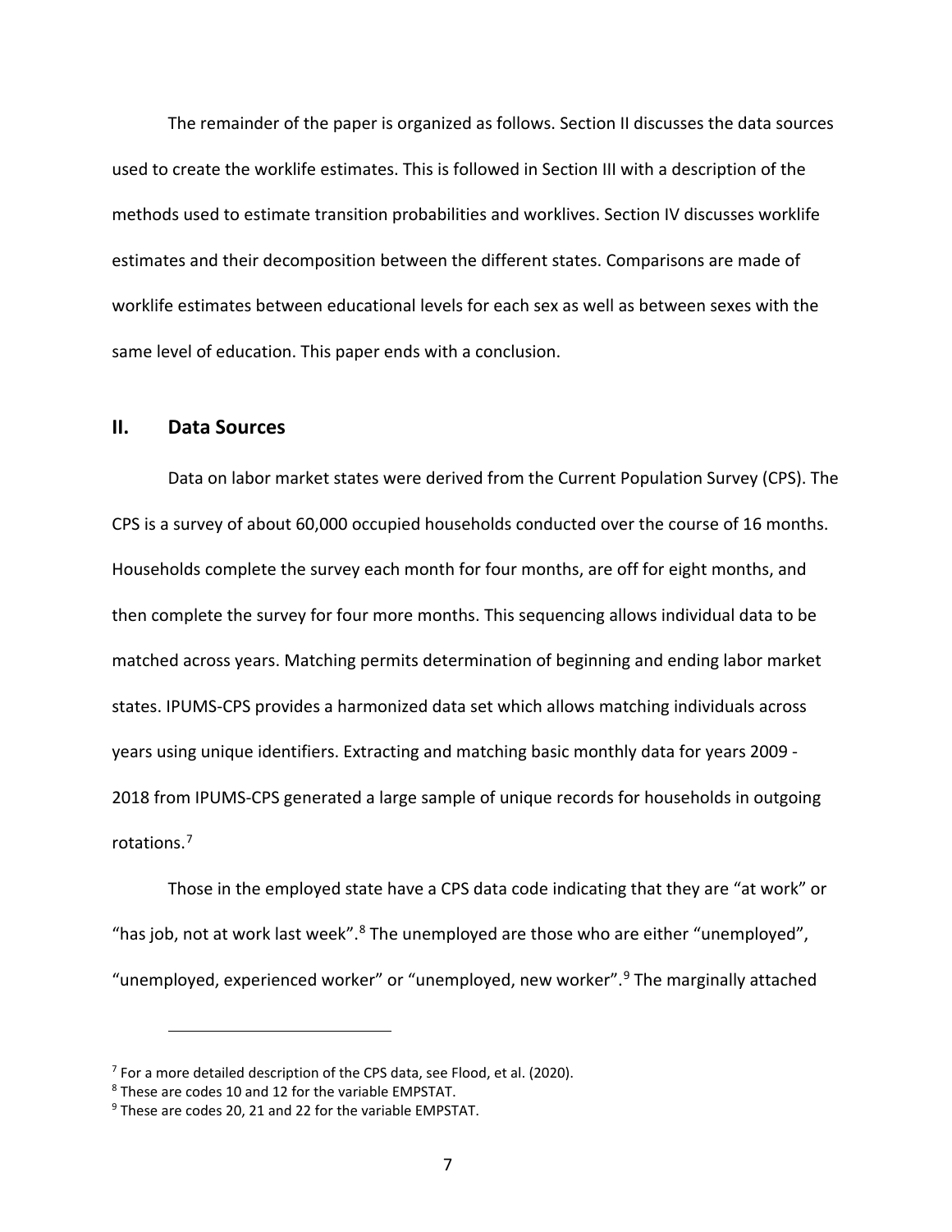The remainder of the paper is organized as follows. Section II discusses the data sources used to create the worklife estimates. This is followed in Section III with a description of the methods used to estimate transition probabilities and worklives. Section IV discusses worklife estimates and their decomposition between the different states. Comparisons are made of worklife estimates between educational levels for each sex as well as between sexes with the same level of education. This paper ends with a conclusion.

## II. Data Sources

Data on labor market states were derived from the Current Population Survey (CPS). The CPS is a survey of about 60,000 occupied households conducted over the course of 16 months. Households complete the survey each month for four months, are off for eight months, and then complete the survey for four more months. This sequencing allows individual data to be matched across years. Matching permits determination of beginning and ending labor market states. IPUMS-CPS provides a harmonized data set which allows matching individuals across years using unique identifiers. Extracting and matching basic monthly data for years 2009 - 2018 from IPUMS-CPS generated a large sample of unique records for households in outgoing rotations.[7]

Those in the employed state have a CPS data code indicating that they are "at work" or "has job, not at work last week".[8] The unemployed are those who are either "unemployed", "unemployed, experienced worker" or "unemployed, new worker".[9] The marginally attached

---

[7] For a more detailed description of the CPS data, see Flood, et al. (2020).

[8] These are codes 10 and 12 for the variable EMPSTAT.

[9] These are codes 20, 21 and 22 for the variable EMPSTAT.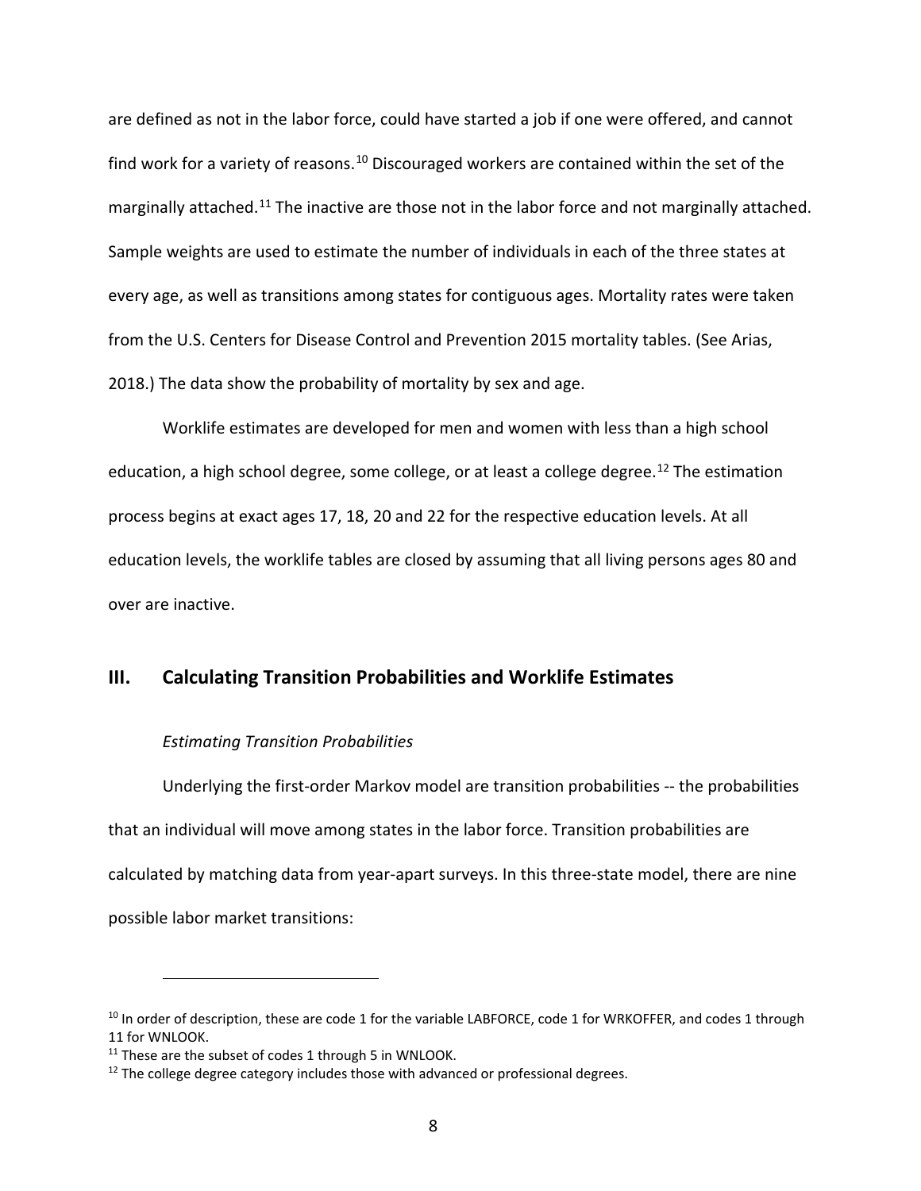are defined as not in the labor force, could have started a job if one were offered, and cannot find work for a variety of reasons.[10] Discouraged workers are contained within the set of the marginally attached.[11] The inactive are those not in the labor force and not marginally attached. Sample weights are used to estimate the number of individuals in each of the three states at every age, as well as transitions among states for contiguous ages. Mortality rates were taken from the U.S. Centers for Disease Control and Prevention 2015 mortality tables. (See Arias, 2018.) The data show the probability of mortality by sex and age.

Worklife estimates are developed for men and women with less than a high school education, a high school degree, some college, or at least a college degree.[12] The estimation process begins at exact ages 17, 18, 20 and 22 for the respective education levels. At all education levels, the worklife tables are closed by assuming that all living persons ages 80 and over are inactive.

## III. Calculating Transition Probabilities and Worklife Estimates

*Estimating Transition Probabilities*

Underlying the first-order Markov model are transition probabilities -- the probabilities that an individual will move among states in the labor force. Transition probabilities are calculated by matching data from year-apart surveys. In this three-state model, there are nine possible labor market transitions:

---

[10] In order of description, these are code 1 for the variable LABFORCE, code 1 for WRKOFFER, and codes 1 through 11 for WNLOOK.

[11] These are the subset of codes 1 through 5 in WNLOOK.

[12] The college degree category includes those with advanced or professional degrees.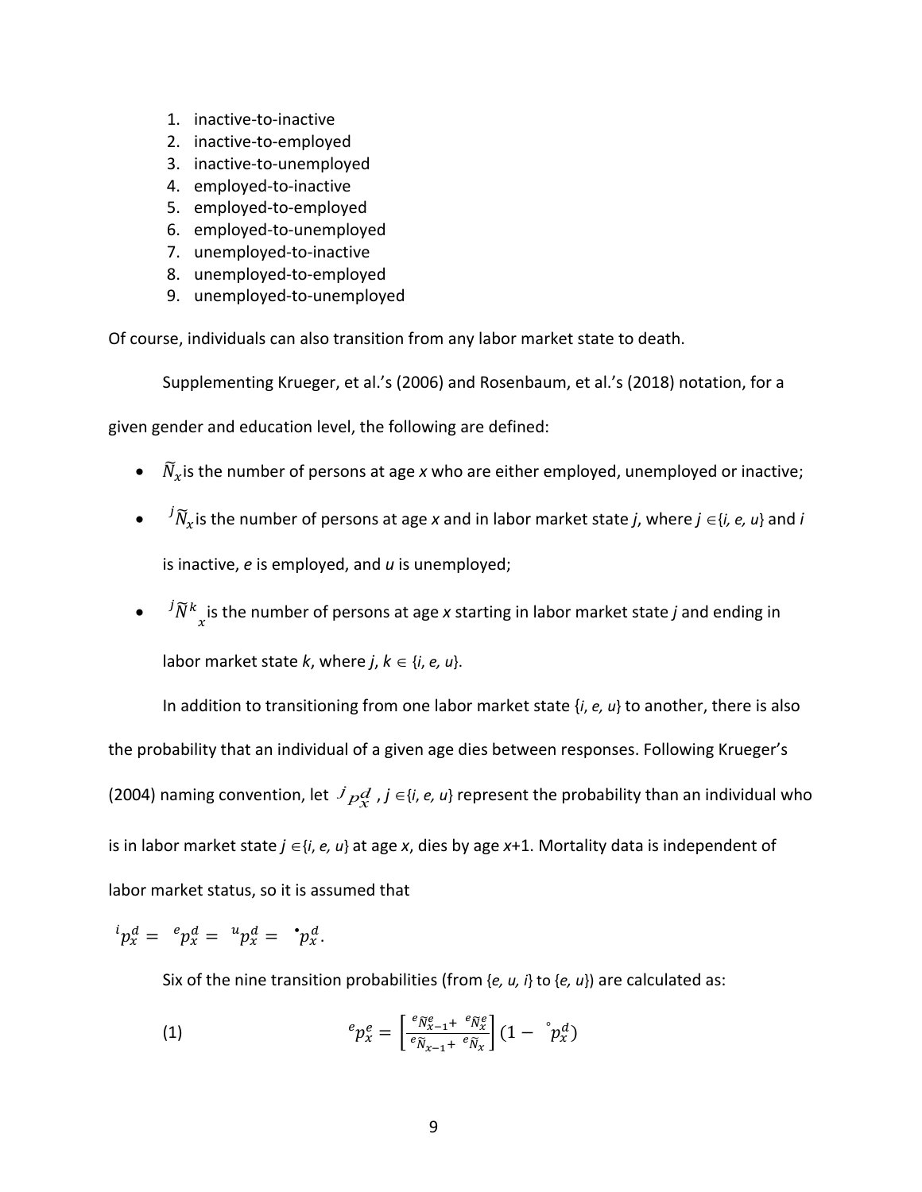1. inactive-to-inactive
2. inactive-to-employed
3. inactive-to-unemployed
4. employed-to-inactive
5. employed-to-employed
6. employed-to-unemployed
7. unemployed-to-inactive
8. unemployed-to-employed
9. unemployed-to-unemployed

Of course, individuals can also transition from any labor market state to death.

Supplementing Krueger, et al.'s (2006) and Rosenbaum, et al.'s (2018) notation, for a given gender and education level, the following are defined:

- $\widetilde{N}_x$ is the number of persons at age *x* who are either employed, unemployed or inactive;
- ${}^{j}\widetilde{N}_x$ is the number of persons at age *x* and in labor market state *j*, where $j \in \{i, e, u\}$ and *i* is inactive, *e* is employed, and *u* is unemployed;
- ${}^{j}\widetilde{N}^{k}_{x}$ is the number of persons at age *x* starting in labor market state *j* and ending in labor market state *k*, where $j, k \in \{i, e, u\}$.

In addition to transitioning from one labor market state {*i*, *e, u*} to another, there is also the probability that an individual of a given age dies between responses. Following Krueger's (2004) naming convention, let ${}^{j}p^{d}_{x}$ , $j \in \{i, e, u\}$ represent the probability than an individual who is in labor market state $j \in \{i, e, u\}$ at age *x*, dies by age *x*+1. Mortality data is independent of labor market status, so it is assumed that

$${}^{i}p^{d}_{x} = {}^{e}p^{d}_{x} = {}^{u}p^{d}_{x} = {}^{\bullet}p^{d}_{x}.$$

Six of the nine transition probabilities (from {*e, u, i*} to {*e, u*}) are calculated as:

$$(1) \qquad {}^{e}p^{e}_{x} = \left[\frac{{}^{e}\widetilde{N}^{e}_{x-1} + {}^{e}\widetilde{N}^{e}_{x}}{{}^{e}\widetilde{N}_{x-1} + {}^{e}\widetilde{N}_{x}}\right](1 - {}^{\circ}p^{d}_{x})$$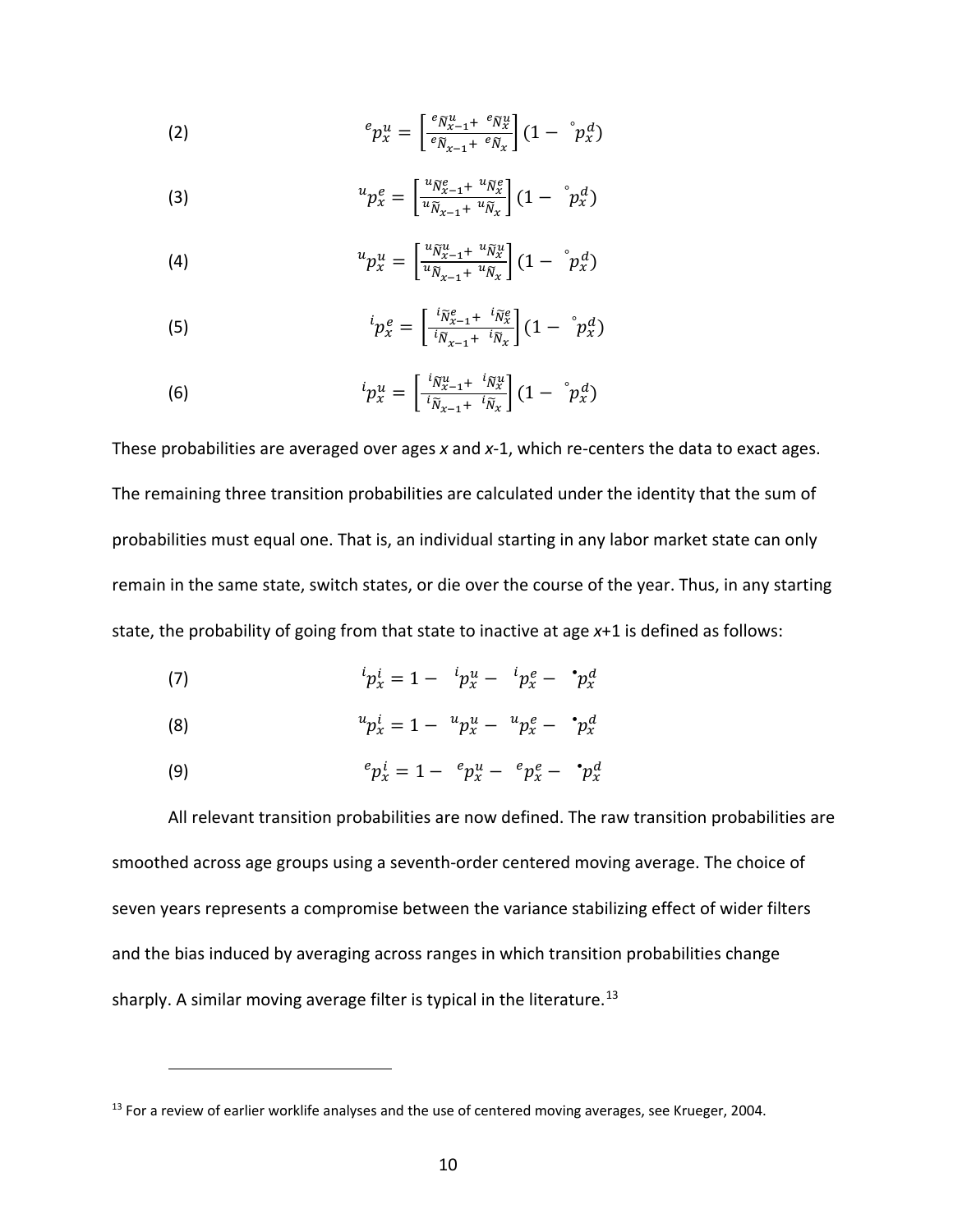(2) $$ {}^{e}p_x^u = \left[\frac{{}^{e}\tilde{N}_{x-1}^{u} + {}^{e}\tilde{N}_{x}^{u}}{{}^{e}\tilde{N}_{x-1} + {}^{e}\tilde{N}_{x}}\right](1 - {}^{\circ}p_x^d) $$

(3) $$ {}^{u}p_x^e = \left[\frac{{}^{u}\tilde{N}_{x-1}^{e} + {}^{u}\tilde{N}_{x}^{e}}{{}^{u}\tilde{N}_{x-1} + {}^{u}\tilde{N}_{x}}\right](1 - {}^{\circ}p_x^d) $$

(4) $$ {}^{u}p_x^u = \left[\frac{{}^{u}\tilde{N}_{x-1}^{u} + {}^{u}\tilde{N}_{x}^{u}}{{}^{u}\tilde{N}_{x-1} + {}^{u}\tilde{N}_{x}}\right](1 - {}^{\circ}p_x^d) $$

(5) $$ {}^{i}p_x^e = \left[\frac{{}^{i}\tilde{N}_{x-1}^{e} + {}^{i}\tilde{N}_{x}^{e}}{{}^{i}\tilde{N}_{x-1} + {}^{i}\tilde{N}_{x}}\right](1 - {}^{\circ}p_x^d) $$

(6) $$ {}^{i}p_x^u = \left[\frac{{}^{i}\tilde{N}_{x-1}^{u} + {}^{i}\tilde{N}_{x}^{u}}{{}^{i}\tilde{N}_{x-1} + {}^{i}\tilde{N}_{x}}\right](1 - {}^{\circ}p_x^d) $$

These probabilities are averaged over ages *x* and *x*-1, which re-centers the data to exact ages. The remaining three transition probabilities are calculated under the identity that the sum of probabilities must equal one. That is, an individual starting in any labor market state can only remain in the same state, switch states, or die over the course of the year. Thus, in any starting state, the probability of going from that state to inactive at age *x*+1 is defined as follows:

(7) $$ {}^{i}p_x^i = 1 - {}^{i}p_x^u - {}^{i}p_x^e - {}^{\bullet}p_x^d $$

(8) $$ {}^{u}p_x^i = 1 - {}^{u}p_x^u - {}^{u}p_x^e - {}^{\bullet}p_x^d $$

(9) $$ {}^{e}p_x^i = 1 - {}^{e}p_x^u - {}^{e}p_x^e - {}^{\bullet}p_x^d $$

All relevant transition probabilities are now defined. The raw transition probabilities are smoothed across age groups using a seventh-order centered moving average. The choice of seven years represents a compromise between the variance stabilizing effect of wider filters and the bias induced by averaging across ranges in which transition probabilities change sharply. A similar moving average filter is typical in the literature.[13]

[13] For a review of earlier worklife analyses and the use of centered moving averages, see Krueger, 2004.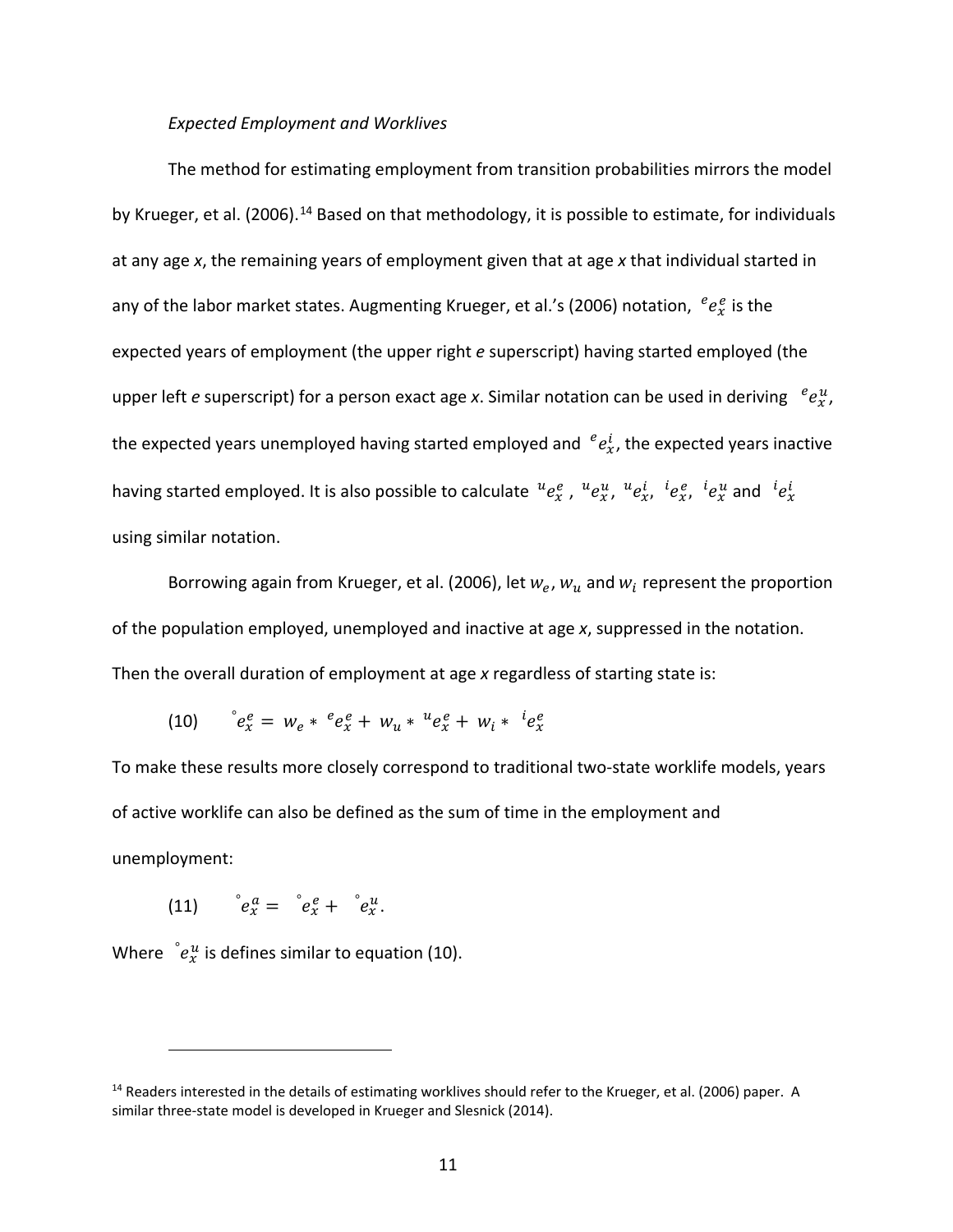*Expected Employment and Worklives*

The method for estimating employment from transition probabilities mirrors the model by Krueger, et al. (2006).[14] Based on that methodology, it is possible to estimate, for individuals at any age *x*, the remaining years of employment given that at age *x* that individual started in any of the labor market states. Augmenting Krueger, et al.'s (2006) notation, ${}^{e}e_{x}^{e}$ is the expected years of employment (the upper right *e* superscript) having started employed (the upper left *e* superscript) for a person exact age *x*. Similar notation can be used in deriving ${}^{e}e_{x}^{u}$, the expected years unemployed having started employed and ${}^{e}e_{x}^{i}$, the expected years inactive having started employed. It is also possible to calculate ${}^{u}e_{x}^{e}$ , ${}^{u}e_{x}^{u}$, ${}^{u}e_{x}^{i}$, ${}^{i}e_{x}^{e}$, ${}^{i}e_{x}^{u}$ and ${}^{i}e_{x}^{i}$ using similar notation.

Borrowing again from Krueger, et al. (2006), let $w_e$, $w_u$ and $w_i$ represent the proportion of the population employed, unemployed and inactive at age *x*, suppressed in the notation. Then the overall duration of employment at age *x* regardless of starting state is:

$$(10) \qquad {}^{\circ}e_{x}^{e} = w_e * {}^{e}e_{x}^{e} + w_u * {}^{u}e_{x}^{e} + w_i * {}^{i}e_{x}^{e}$$

To make these results more closely correspond to traditional two-state worklife models, years of active worklife can also be defined as the sum of time in the employment and unemployment:

$$(11) \qquad {}^{\circ}e_{x}^{a} = {}^{\circ}e_{x}^{e} + {}^{\circ}e_{x}^{u}.$$

Where ${}^{\circ}e_{x}^{u}$ is defines similar to equation (10).

---

[14] Readers interested in the details of estimating worklives should refer to the Krueger, et al. (2006) paper. A similar three-state model is developed in Krueger and Slesnick (2014).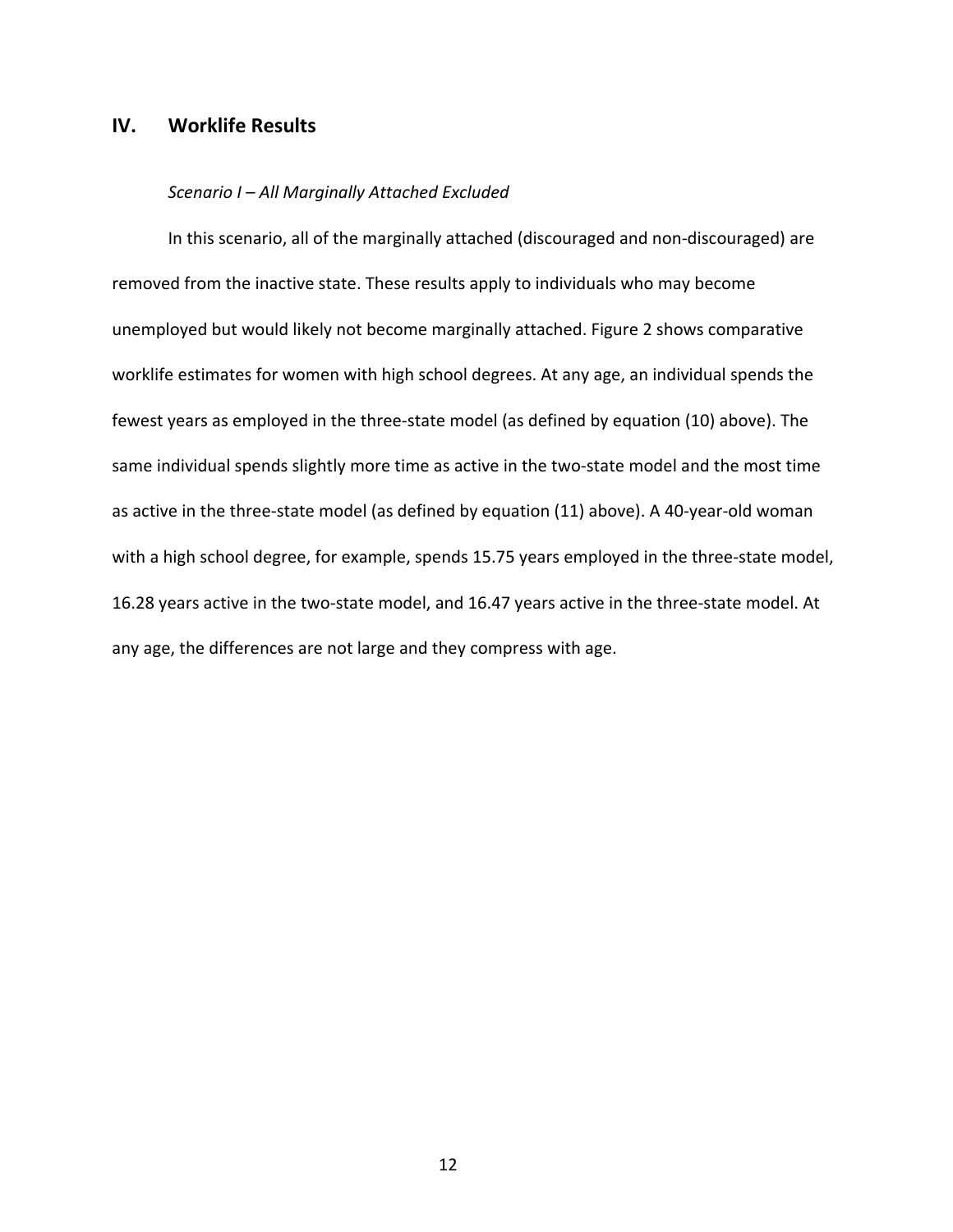## IV. Worklife Results

*Scenario I – All Marginally Attached Excluded*

In this scenario, all of the marginally attached (discouraged and non-discouraged) are removed from the inactive state. These results apply to individuals who may become unemployed but would likely not become marginally attached. Figure 2 shows comparative worklife estimates for women with high school degrees. At any age, an individual spends the fewest years as employed in the three-state model (as defined by equation (10) above). The same individual spends slightly more time as active in the two-state model and the most time as active in the three-state model (as defined by equation (11) above). A 40-year-old woman with a high school degree, for example, spends 15.75 years employed in the three-state model, 16.28 years active in the two-state model, and 16.47 years active in the three-state model. At any age, the differences are not large and they compress with age.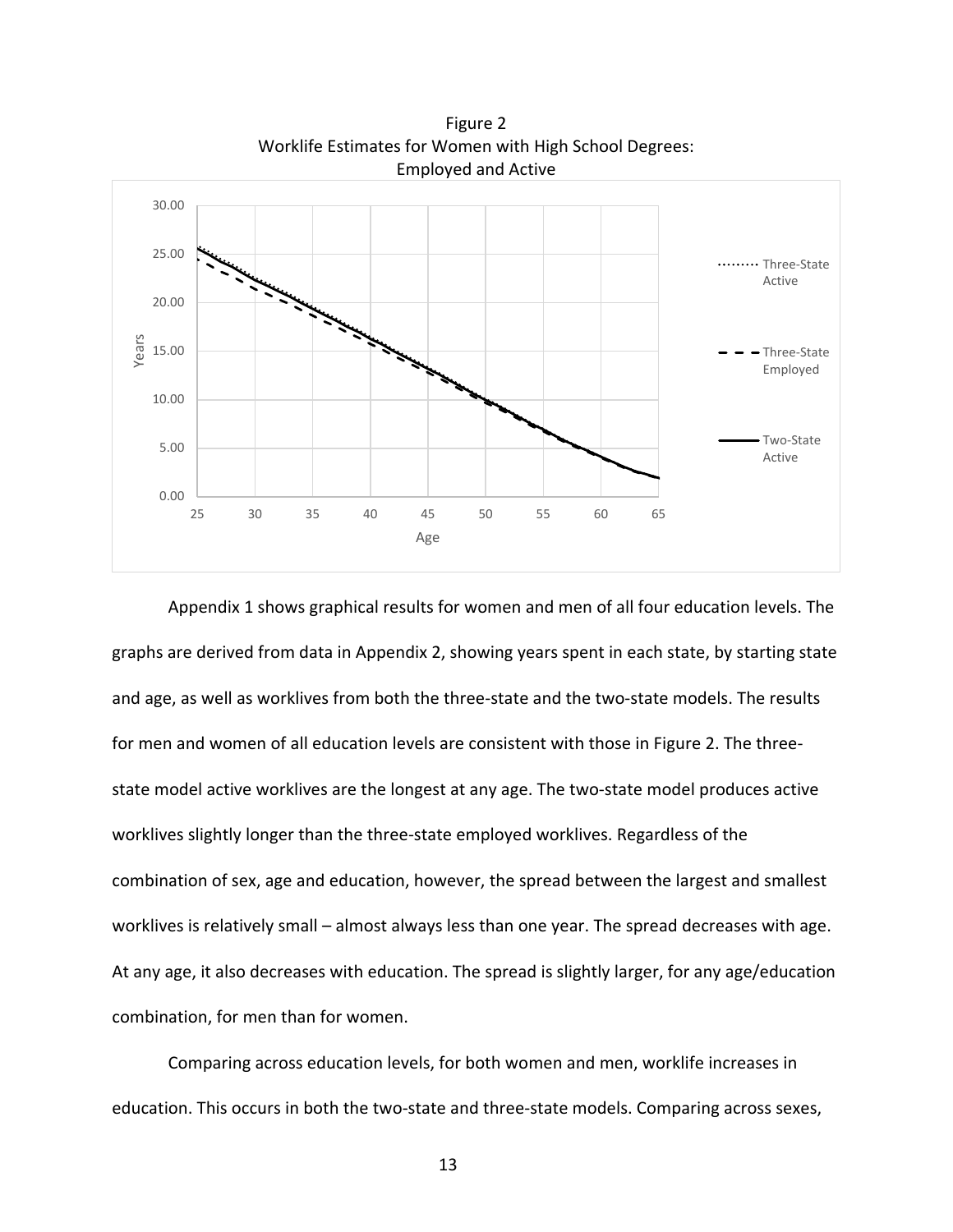Figure 2
Worklife Estimates for Women with High School Degrees: Employed and Active

Appendix 1 shows graphical results for women and men of all four education levels. The graphs are derived from data in Appendix 2, showing years spent in each state, by starting state and age, as well as worklives from both the three-state and the two-state models. The results for men and women of all education levels are consistent with those in Figure 2. The three-state model active worklives are the longest at any age. The two-state model produces active worklives slightly longer than the three-state employed worklives. Regardless of the combination of sex, age and education, however, the spread between the largest and smallest worklives is relatively small – almost always less than one year. The spread decreases with age. At any age, it also decreases with education. The spread is slightly larger, for any age/education combination, for men than for women.

Comparing across education levels, for both women and men, worklife increases in education. This occurs in both the two-state and three-state models. Comparing across sexes,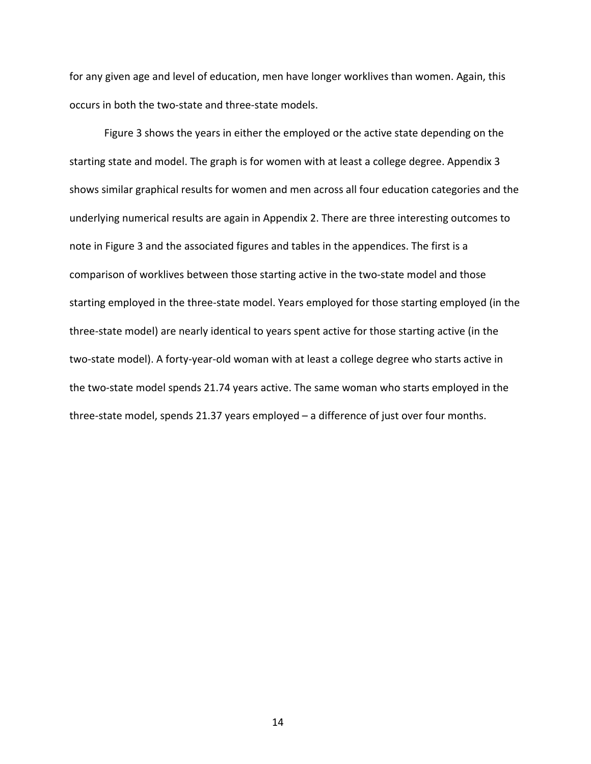for any given age and level of education, men have longer worklives than women. Again, this occurs in both the two-state and three-state models.

Figure 3 shows the years in either the employed or the active state depending on the starting state and model. The graph is for women with at least a college degree. Appendix 3 shows similar graphical results for women and men across all four education categories and the underlying numerical results are again in Appendix 2. There are three interesting outcomes to note in Figure 3 and the associated figures and tables in the appendices. The first is a comparison of worklives between those starting active in the two-state model and those starting employed in the three-state model. Years employed for those starting employed (in the three-state model) are nearly identical to years spent active for those starting active (in the two-state model). A forty-year-old woman with at least a college degree who starts active in the two-state model spends 21.74 years active. The same woman who starts employed in the three-state model, spends 21.37 years employed – a difference of just over four months.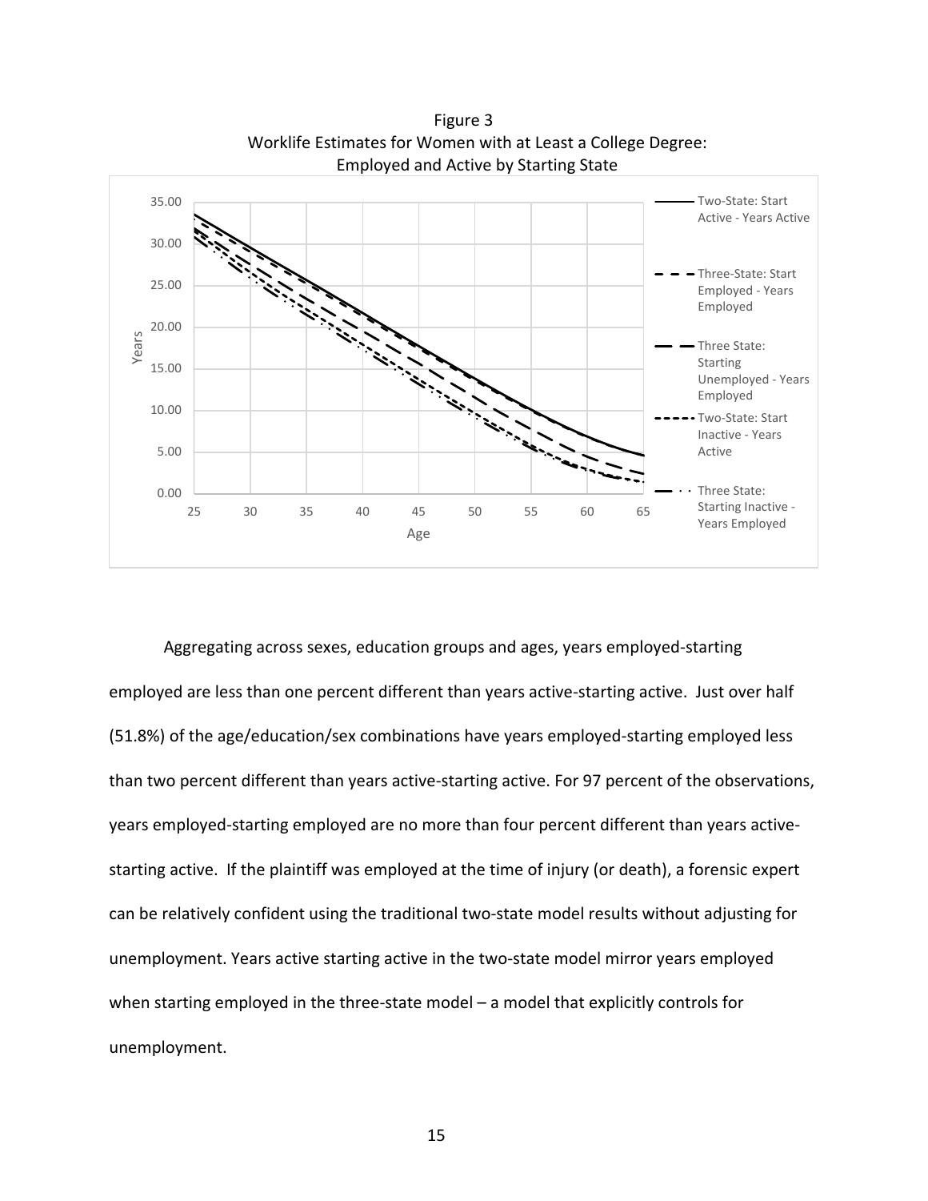Figure 3
Worklife Estimates for Women with at Least a College Degree:
Employed and Active by Starting State

Aggregating across sexes, education groups and ages, years employed-starting employed are less than one percent different than years active-starting active. Just over half (51.8%) of the age/education/sex combinations have years employed-starting employed less than two percent different than years active-starting active. For 97 percent of the observations, years employed-starting employed are no more than four percent different than years active-starting active. If the plaintiff was employed at the time of injury (or death), a forensic expert can be relatively confident using the traditional two-state model results without adjusting for unemployment. Years active starting active in the two-state model mirror years employed when starting employed in the three-state model – a model that explicitly controls for unemployment.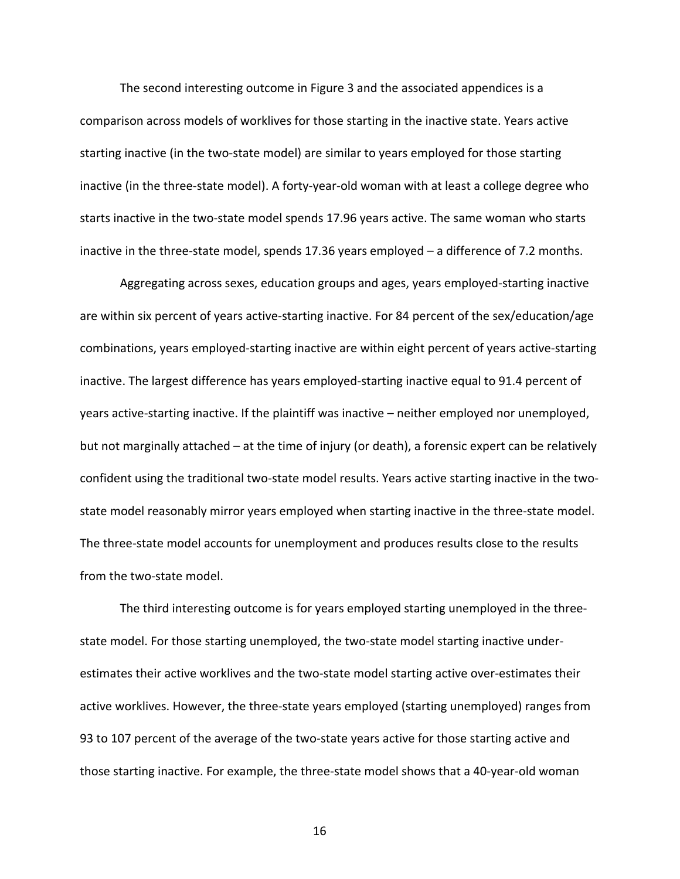The second interesting outcome in Figure 3 and the associated appendices is a comparison across models of worklives for those starting in the inactive state. Years active starting inactive (in the two-state model) are similar to years employed for those starting inactive (in the three-state model). A forty-year-old woman with at least a college degree who starts inactive in the two-state model spends 17.96 years active. The same woman who starts inactive in the three-state model, spends 17.36 years employed – a difference of 7.2 months.

Aggregating across sexes, education groups and ages, years employed-starting inactive are within six percent of years active-starting inactive. For 84 percent of the sex/education/age combinations, years employed-starting inactive are within eight percent of years active-starting inactive. The largest difference has years employed-starting inactive equal to 91.4 percent of years active-starting inactive. If the plaintiff was inactive – neither employed nor unemployed, but not marginally attached – at the time of injury (or death), a forensic expert can be relatively confident using the traditional two-state model results. Years active starting inactive in the two-state model reasonably mirror years employed when starting inactive in the three-state model. The three-state model accounts for unemployment and produces results close to the results from the two-state model.

The third interesting outcome is for years employed starting unemployed in the three-state model. For those starting unemployed, the two-state model starting inactive under-estimates their active worklives and the two-state model starting active over-estimates their active worklives. However, the three-state years employed (starting unemployed) ranges from 93 to 107 percent of the average of the two-state years active for those starting active and those starting inactive. For example, the three-state model shows that a 40-year-old woman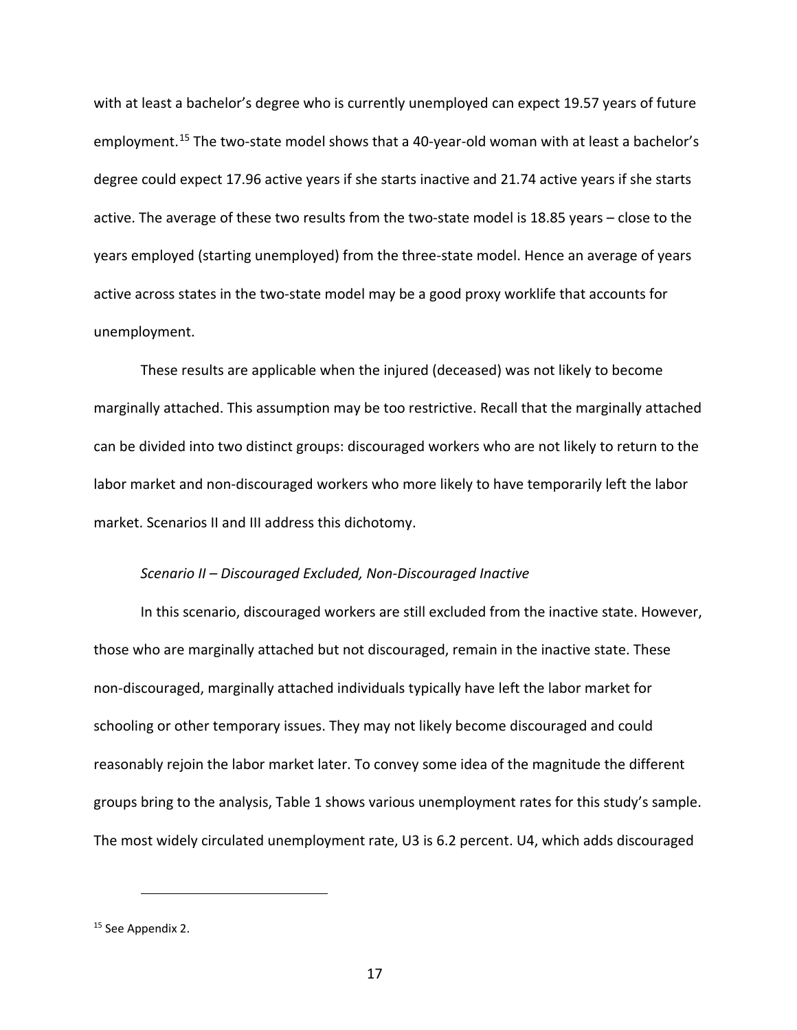with at least a bachelor's degree who is currently unemployed can expect 19.57 years of future employment.[15] The two-state model shows that a 40-year-old woman with at least a bachelor's degree could expect 17.96 active years if she starts inactive and 21.74 active years if she starts active. The average of these two results from the two-state model is 18.85 years – close to the years employed (starting unemployed) from the three-state model. Hence an average of years active across states in the two-state model may be a good proxy worklife that accounts for unemployment.

These results are applicable when the injured (deceased) was not likely to become marginally attached. This assumption may be too restrictive. Recall that the marginally attached can be divided into two distinct groups: discouraged workers who are not likely to return to the labor market and non-discouraged workers who more likely to have temporarily left the labor market. Scenarios II and III address this dichotomy.

*Scenario II – Discouraged Excluded, Non-Discouraged Inactive*

In this scenario, discouraged workers are still excluded from the inactive state. However, those who are marginally attached but not discouraged, remain in the inactive state. These non-discouraged, marginally attached individuals typically have left the labor market for schooling or other temporary issues. They may not likely become discouraged and could reasonably rejoin the labor market later. To convey some idea of the magnitude the different groups bring to the analysis, Table 1 shows various unemployment rates for this study's sample. The most widely circulated unemployment rate, U3 is 6.2 percent. U4, which adds discouraged

[15] See Appendix 2.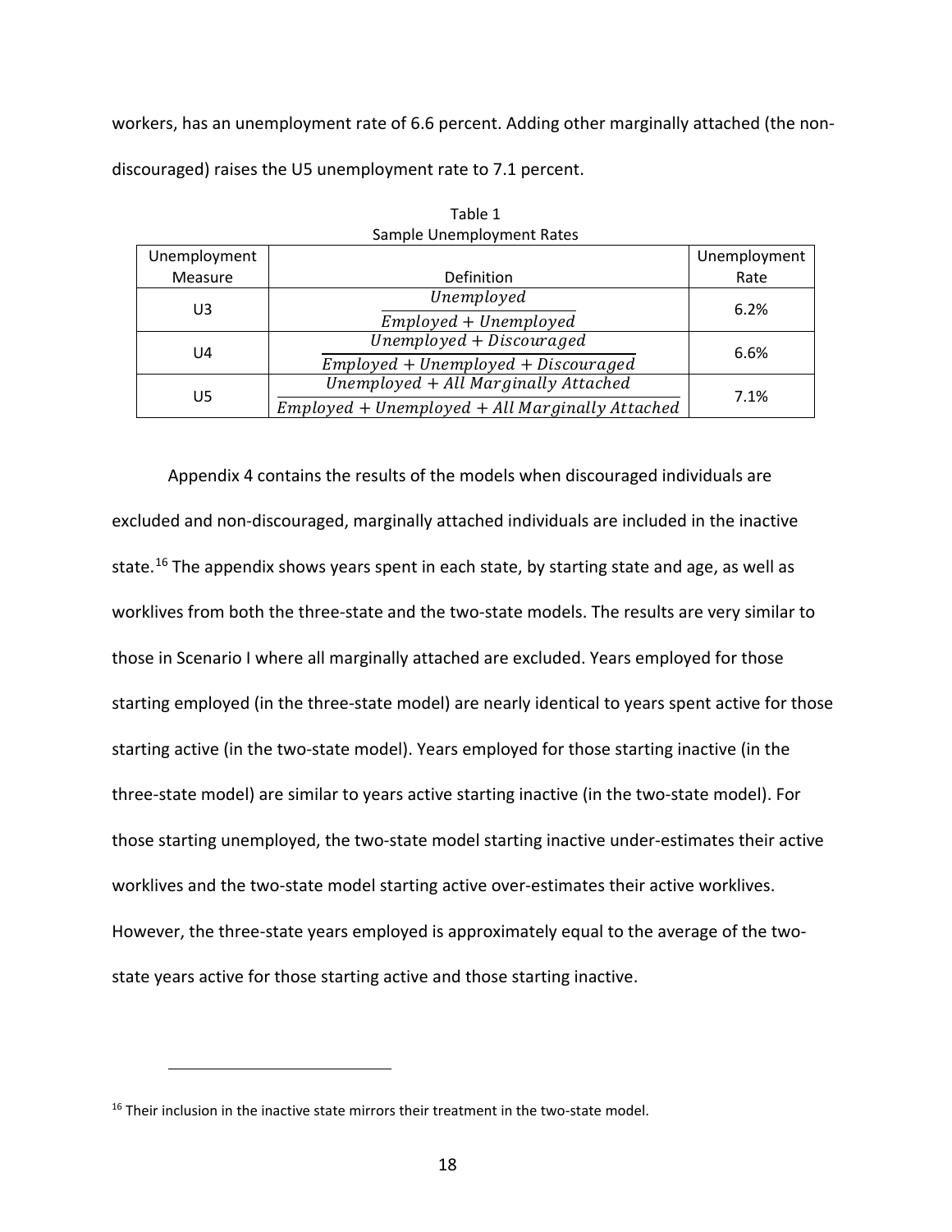workers, has an unemployment rate of 6.6 percent. Adding other marginally attached (the non-discouraged) raises the U5 unemployment rate to 7.1 percent.

Table 1
Sample Unemployment Rates

| Unemployment Measure | Definition | Unemployment Rate |
|---|---|---|
| U3 | $\frac{Unemployed}{Employed + Unemployed}$ | 6.2% |
| U4 | $\frac{Unemployed + Discouraged}{Employed + Unemployed + Discouraged}$ | 6.6% |
| U5 | $\frac{Unemployed + All\ Marginally\ Attached}{Employed + Unemployed + All\ Marginally\ Attached}$ | 7.1% |

Appendix 4 contains the results of the models when discouraged individuals are excluded and non-discouraged, marginally attached individuals are included in the inactive state.[16] The appendix shows years spent in each state, by starting state and age, as well as worklives from both the three-state and the two-state models. The results are very similar to those in Scenario I where all marginally attached are excluded. Years employed for those starting employed (in the three-state model) are nearly identical to years spent active for those starting active (in the two-state model). Years employed for those starting inactive (in the three-state model) are similar to years active starting inactive (in the two-state model). For those starting unemployed, the two-state model starting inactive under-estimates their active worklives and the two-state model starting active over-estimates their active worklives. However, the three-state years employed is approximately equal to the average of the two-state years active for those starting active and those starting inactive.

[16] Their inclusion in the inactive state mirrors their treatment in the two-state model.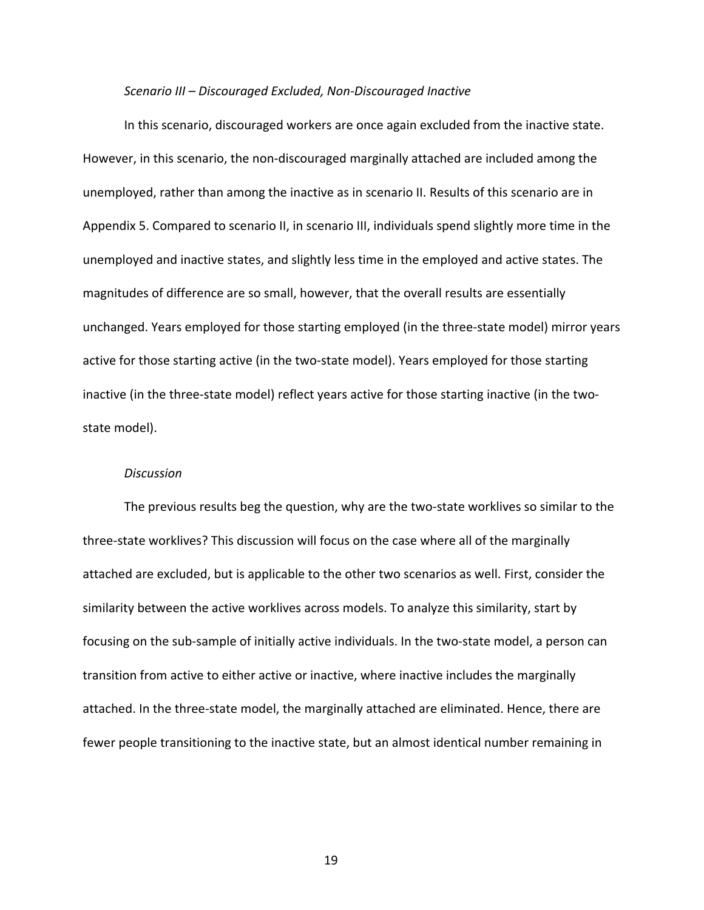*Scenario III – Discouraged Excluded, Non-Discouraged Inactive*

In this scenario, discouraged workers are once again excluded from the inactive state. However, in this scenario, the non-discouraged marginally attached are included among the unemployed, rather than among the inactive as in scenario II. Results of this scenario are in Appendix 5. Compared to scenario II, in scenario III, individuals spend slightly more time in the unemployed and inactive states, and slightly less time in the employed and active states. The magnitudes of difference are so small, however, that the overall results are essentially unchanged. Years employed for those starting employed (in the three-state model) mirror years active for those starting active (in the two-state model). Years employed for those starting inactive (in the three-state model) reflect years active for those starting inactive (in the two-state model).

*Discussion*

The previous results beg the question, why are the two-state worklives so similar to the three-state worklives? This discussion will focus on the case where all of the marginally attached are excluded, but is applicable to the other two scenarios as well. First, consider the similarity between the active worklives across models. To analyze this similarity, start by focusing on the sub-sample of initially active individuals. In the two-state model, a person can transition from active to either active or inactive, where inactive includes the marginally attached. In the three-state model, the marginally attached are eliminated. Hence, there are fewer people transitioning to the inactive state, but an almost identical number remaining in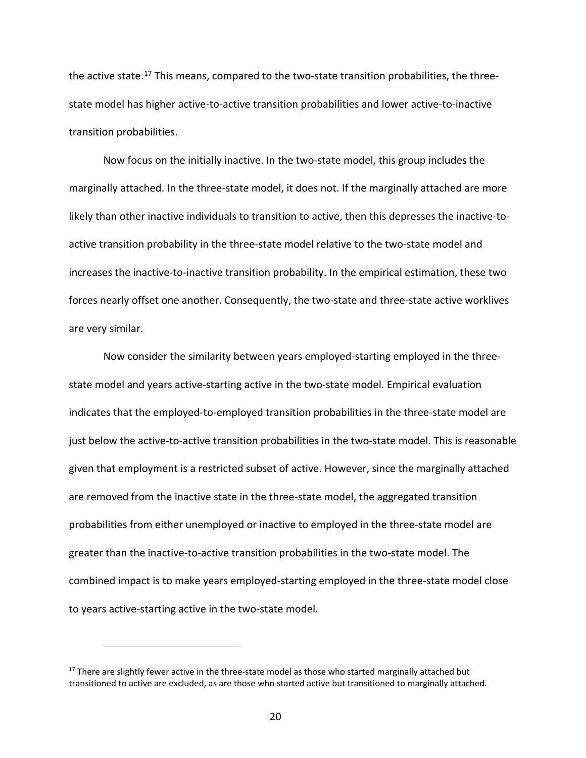the active state.[17] This means, compared to the two-state transition probabilities, the three-state model has higher active-to-active transition probabilities and lower active-to-inactive transition probabilities.

Now focus on the initially inactive. In the two-state model, this group includes the marginally attached. In the three-state model, it does not. If the marginally attached are more likely than other inactive individuals to transition to active, then this depresses the inactive-to-active transition probability in the three-state model relative to the two-state model and increases the inactive-to-inactive transition probability. In the empirical estimation, these two forces nearly offset one another. Consequently, the two-state and three-state active worklives are very similar.

Now consider the similarity between years employed-starting employed in the three-state model and years active-starting active in the two-state model. Empirical evaluation indicates that the employed-to-employed transition probabilities in the three-state model are just below the active-to-active transition probabilities in the two-state model. This is reasonable given that employment is a restricted subset of active. However, since the marginally attached are removed from the inactive state in the three-state model, the aggregated transition probabilities from either unemployed or inactive to employed in the three-state model are greater than the inactive-to-active transition probabilities in the two-state model. The combined impact is to make years employed-starting employed in the three-state model close to years active-starting active in the two-state model.

[17] There are slightly fewer active in the three-state model as those who started marginally attached but transitioned to active are excluded, as are those who started active but transitioned to marginally attached.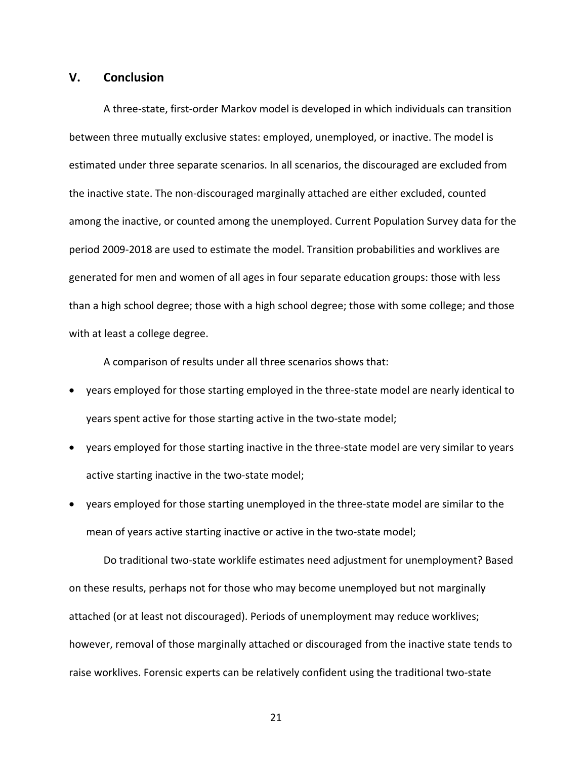## V. Conclusion

A three-state, first-order Markov model is developed in which individuals can transition between three mutually exclusive states: employed, unemployed, or inactive. The model is estimated under three separate scenarios. In all scenarios, the discouraged are excluded from the inactive state. The non-discouraged marginally attached are either excluded, counted among the inactive, or counted among the unemployed. Current Population Survey data for the period 2009-2018 are used to estimate the model. Transition probabilities and worklives are generated for men and women of all ages in four separate education groups: those with less than a high school degree; those with a high school degree; those with some college; and those with at least a college degree.

A comparison of results under all three scenarios shows that:

- years employed for those starting employed in the three-state model are nearly identical to years spent active for those starting active in the two-state model;
- years employed for those starting inactive in the three-state model are very similar to years active starting inactive in the two-state model;
- years employed for those starting unemployed in the three-state model are similar to the mean of years active starting inactive or active in the two-state model;

Do traditional two-state worklife estimates need adjustment for unemployment? Based on these results, perhaps not for those who may become unemployed but not marginally attached (or at least not discouraged). Periods of unemployment may reduce worklives; however, removal of those marginally attached or discouraged from the inactive state tends to raise worklives. Forensic experts can be relatively confident using the traditional two-state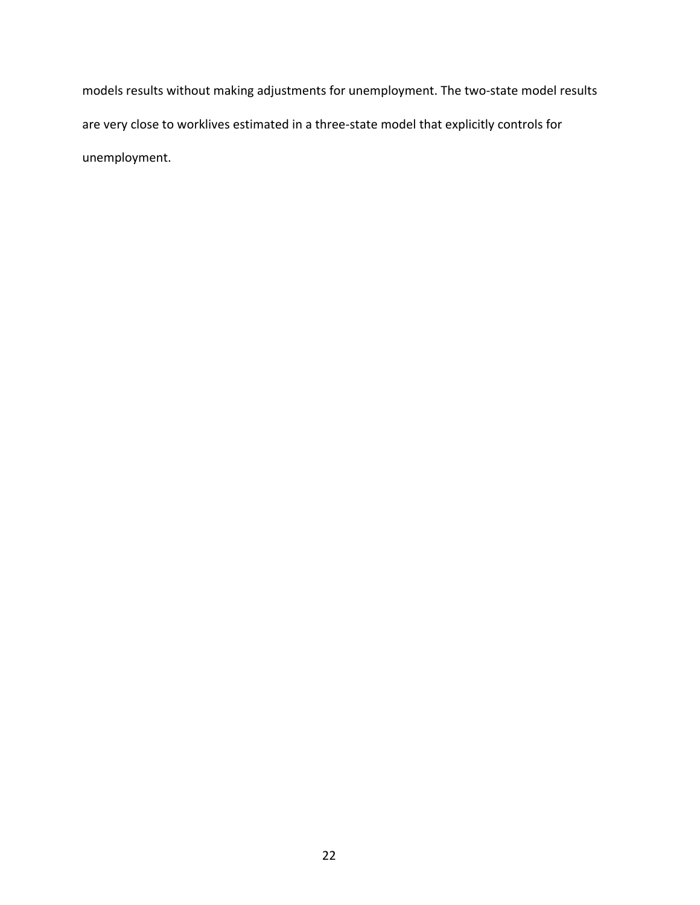models results without making adjustments for unemployment. The two-state model results are very close to worklives estimated in a three-state model that explicitly controls for unemployment.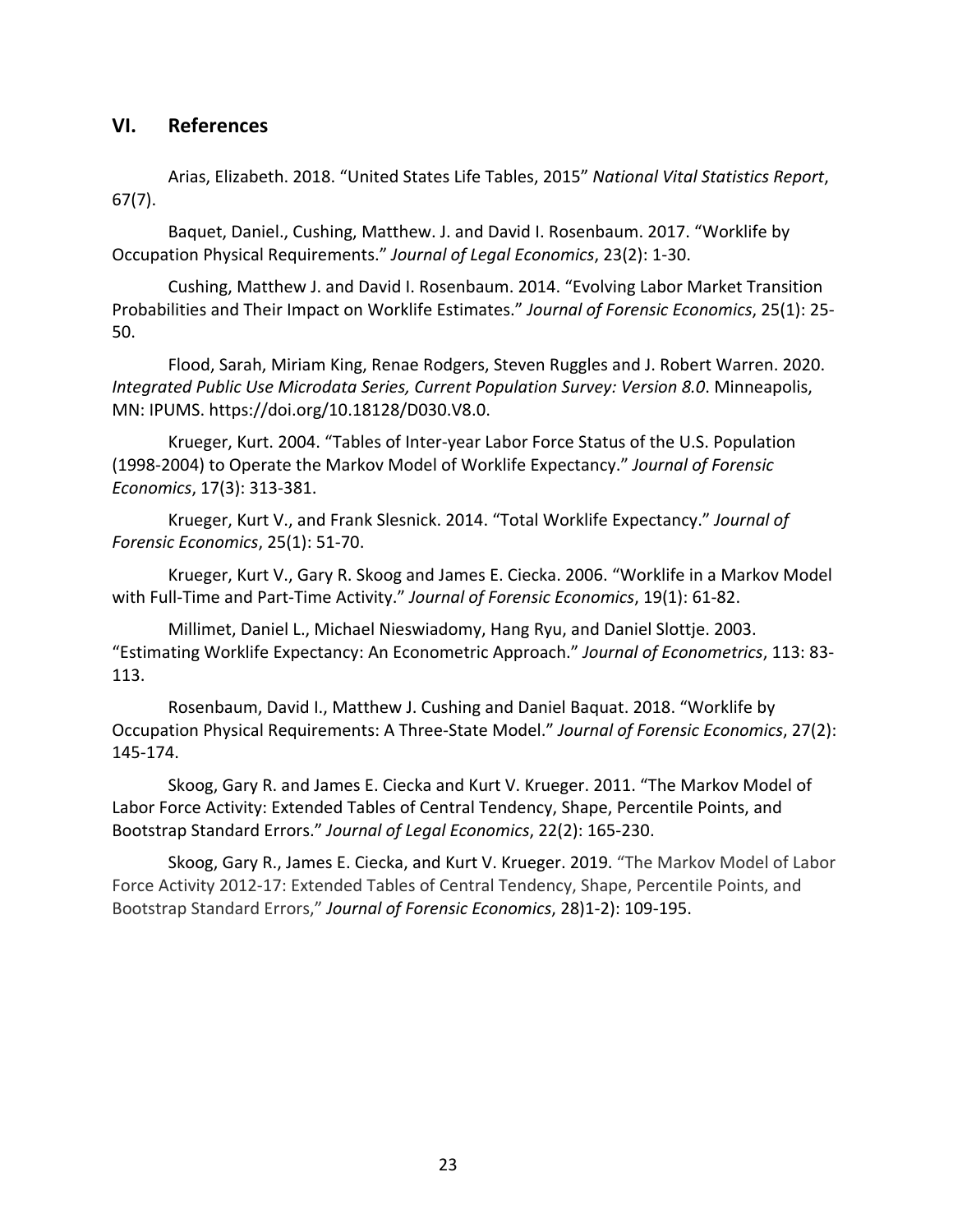## VI. References

Arias, Elizabeth. 2018. "United States Life Tables, 2015" *National Vital Statistics Report*, 67(7).

Baquet, Daniel., Cushing, Matthew. J. and David I. Rosenbaum. 2017. "Worklife by Occupation Physical Requirements." *Journal of Legal Economics*, 23(2): 1-30.

Cushing, Matthew J. and David I. Rosenbaum. 2014. "Evolving Labor Market Transition Probabilities and Their Impact on Worklife Estimates." *Journal of Forensic Economics*, 25(1): 25-50.

Flood, Sarah, Miriam King, Renae Rodgers, Steven Ruggles and J. Robert Warren. 2020. *Integrated Public Use Microdata Series, Current Population Survey: Version 8.0*. Minneapolis, MN: IPUMS. https://doi.org/10.18128/D030.V8.0.

Krueger, Kurt. 2004. "Tables of Inter-year Labor Force Status of the U.S. Population (1998-2004) to Operate the Markov Model of Worklife Expectancy." *Journal of Forensic Economics*, 17(3): 313-381.

Krueger, Kurt V., and Frank Slesnick. 2014. "Total Worklife Expectancy." *Journal of Forensic Economics*, 25(1): 51-70.

Krueger, Kurt V., Gary R. Skoog and James E. Ciecka. 2006. "Worklife in a Markov Model with Full-Time and Part-Time Activity." *Journal of Forensic Economics*, 19(1): 61-82.

Millimet, Daniel L., Michael Nieswiadomy, Hang Ryu, and Daniel Slottje. 2003. "Estimating Worklife Expectancy: An Econometric Approach." *Journal of Econometrics*, 113: 83-113.

Rosenbaum, David I., Matthew J. Cushing and Daniel Baquat. 2018. "Worklife by Occupation Physical Requirements: A Three-State Model." *Journal of Forensic Economics*, 27(2): 145-174.

Skoog, Gary R. and James E. Ciecka and Kurt V. Krueger. 2011. "The Markov Model of Labor Force Activity: Extended Tables of Central Tendency, Shape, Percentile Points, and Bootstrap Standard Errors." *Journal of Legal Economics*, 22(2): 165-230.

Skoog, Gary R., James E. Ciecka, and Kurt V. Krueger. 2019. "The Markov Model of Labor Force Activity 2012-17: Extended Tables of Central Tendency, Shape, Percentile Points, and Bootstrap Standard Errors," *Journal of Forensic Economics*, 28)1-2): 109-195.